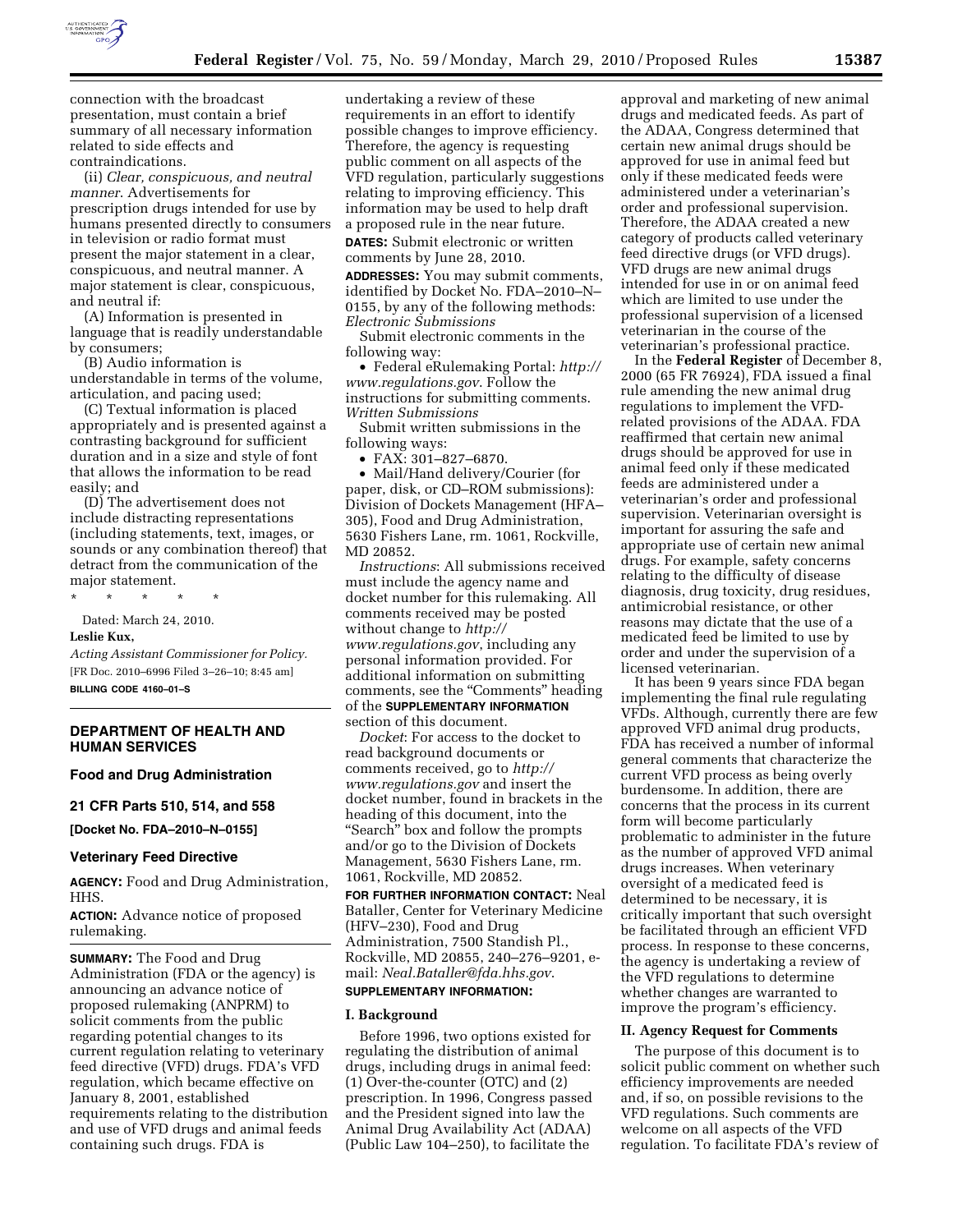connection with the broadcast presentation, must contain a brief summary of all necessary information related to side effects and contraindications.

(ii) *Clear, conspicuous, and neutral manner.* Advertisements for prescription drugs intended for use by humans presented directly to consumers in television or radio format must present the major statement in a clear, conspicuous, and neutral manner. A major statement is clear, conspicuous, and neutral if:

(A) Information is presented in language that is readily understandable by consumers;

(B) Audio information is understandable in terms of the volume, articulation, and pacing used;

(C) Textual information is placed appropriately and is presented against a contrasting background for sufficient duration and in a size and style of font that allows the information to be read easily; and

(D) The advertisement does not include distracting representations (including statements, text, images, or sounds or any combination thereof) that detract from the communication of the major statement.

\* \* \* \* \*

Dated: March 24, 2010.

**Leslie Kux,**

*Acting Assistant Commissioner for Policy.*

[FR Doc. 2010–6996 Filed 3–26–10; 8:45 am]

**BILLING CODE 4160–01–S**

## DEPARTMENT OF HEALTH AND HUMAN SERVICES

### Food and Drug Administration

### 21 CFR Parts 510, 514, and 558

**[Docket No. FDA–2010–N–0155]**

### Veterinary Feed Directive

**AGENCY:** Food and Drug Administration, HHS.

**ACTION:** Advance notice of proposed rulemaking.

**SUMMARY:** The Food and Drug Administration (FDA or the agency) is announcing an advance notice of proposed rulemaking (ANPRM) to solicit comments from the public regarding potential changes to its current regulation relating to veterinary feed directive (VFD) drugs. FDA's VFD regulation, which became effective on January 8, 2001, established requirements relating to the distribution and use of VFD drugs and animal feeds containing such drugs. FDA is undertaking a review of these requirements in an effort to identify possible changes to improve efficiency. Therefore, the agency is requesting public comment on all aspects of the VFD regulation, particularly suggestions relating to improving efficiency. This information may be used to help draft a proposed rule in the near future.

**DATES:** Submit electronic or written comments by June 28, 2010.

**ADDRESSES:** You may submit comments, identified by Docket No. FDA–2010–N–0155, by any of the following methods:

*Electronic Submissions*

Submit electronic comments in the following way:

- Federal eRulemaking Portal: *http://www.regulations.gov*. Follow the instructions for submitting comments.

*Written Submissions*

Submit written submissions in the following ways:

- FAX: 301–827–6870.
- Mail/Hand delivery/Courier (for paper, disk, or CD–ROM submissions): Division of Dockets Management (HFA–305), Food and Drug Administration, 5630 Fishers Lane, rm. 1061, Rockville, MD 20852.

*Instructions*: All submissions received must include the agency name and docket number for this rulemaking. All comments received may be posted without change to *http://www.regulations.gov*, including any personal information provided. For additional information on submitting comments, see the "Comments" heading of the **SUPPLEMENTARY INFORMATION** section of this document.

*Docket*: For access to the docket to read background documents or comments received, go to *http://www.regulations.gov* and insert the docket number, found in brackets in the heading of this document, into the "Search" box and follow the prompts and/or go to the Division of Dockets Management, 5630 Fishers Lane, rm. 1061, Rockville, MD 20852.

**FOR FURTHER INFORMATION CONTACT:** Neal Bataller, Center for Veterinary Medicine (HFV–230), Food and Drug Administration, 7500 Standish Pl., Rockville, MD 20855, 240–276–9201, e-mail: *Neal.Bataller@fda.hhs.gov*.

**SUPPLEMENTARY INFORMATION:**

### I. Background

Before 1996, two options existed for regulating the distribution of animal drugs, including drugs in animal feed: (1) Over-the-counter (OTC) and (2) prescription. In 1996, Congress passed and the President signed into law the Animal Drug Availability Act (ADAA) (Public Law 104–250), to facilitate the approval and marketing of new animal drugs and medicated feeds. As part of the ADAA, Congress determined that certain new animal drugs should be approved for use in animal feed but only if these medicated feeds were administered under a veterinarian's order and professional supervision. Therefore, the ADAA created a new category of products called veterinary feed directive drugs (or VFD drugs). VFD drugs are new animal drugs intended for use in or on animal feed which are limited to use under the professional supervision of a licensed veterinarian in the course of the veterinarian's professional practice.

In the **Federal Register** of December 8, 2000 (65 FR 76924), FDA issued a final rule amending the new animal drug regulations to implement the VFD-related provisions of the ADAA. FDA reaffirmed that certain new animal drugs should be approved for use in animal feed only if these medicated feeds are administered under a veterinarian's order and professional supervision. Veterinarian oversight is important for assuring the safe and appropriate use of certain new animal drugs. For example, safety concerns relating to the difficulty of disease diagnosis, drug toxicity, drug residues, antimicrobial resistance, or other reasons may dictate that the use of a medicated feed be limited to use by order and under the supervision of a licensed veterinarian.

It has been 9 years since FDA began implementing the final rule regulating VFDs. Although, currently there are few approved VFD animal drug products, FDA has received a number of informal general comments that characterize the current VFD process as being overly burdensome. In addition, there are concerns that the process in its current form will become particularly problematic to administer in the future as the number of approved VFD animal drugs increases. When veterinary oversight of a medicated feed is determined to be necessary, it is critically important that such oversight be facilitated through an efficient VFD process. In response to these concerns, the agency is undertaking a review of the VFD regulations to determine whether changes are warranted to improve the program's efficiency.

### II. Agency Request for Comments

The purpose of this document is to solicit public comment on whether such efficiency improvements are needed and, if so, on possible revisions to the VFD regulations. Such comments are welcome on all aspects of the VFD regulation. To facilitate FDA's review of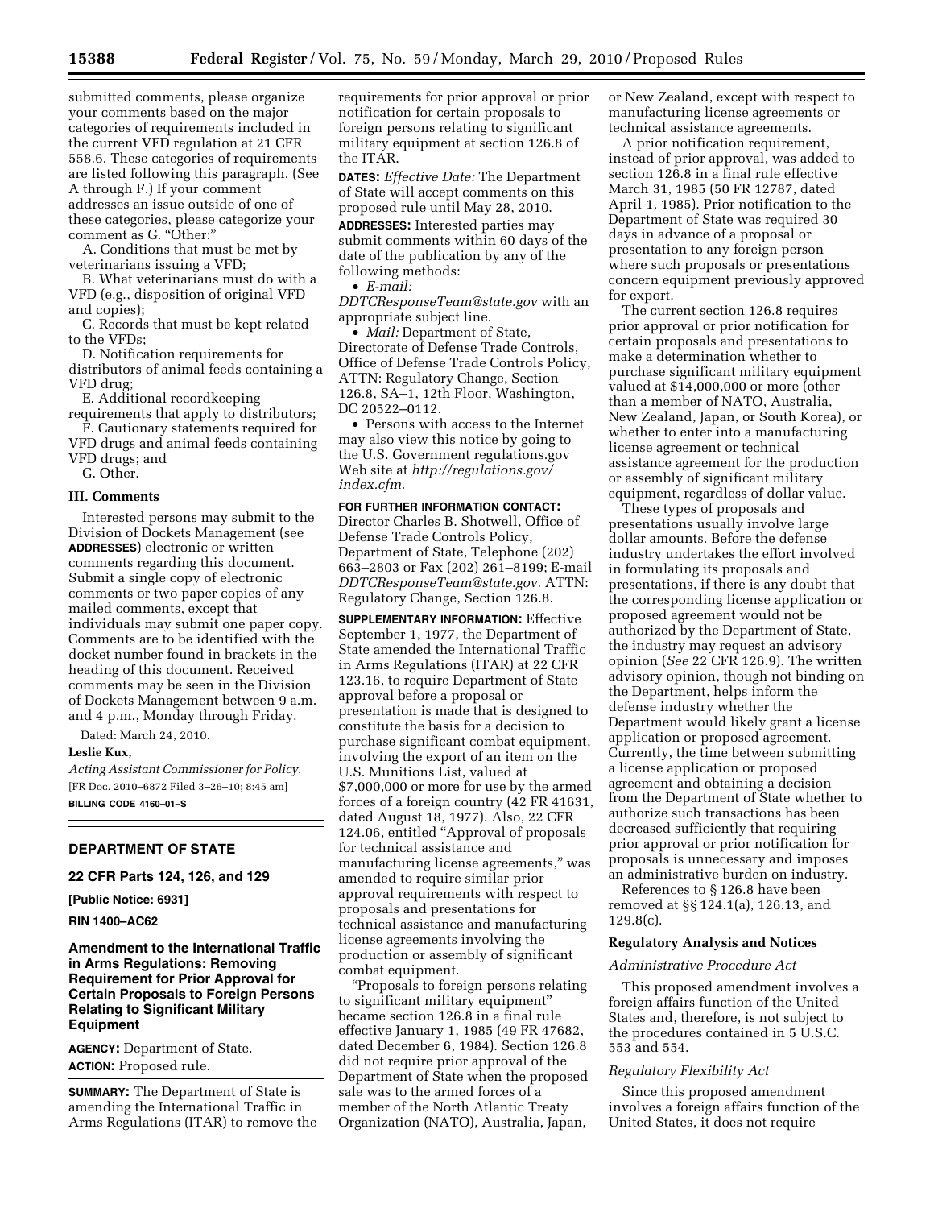submitted comments, please organize your comments based on the major categories of requirements included in the current VFD regulation at 21 CFR 558.6. These categories of requirements are listed following this paragraph. (See A through F.) If your comment addresses an issue outside of one of these categories, please categorize your comment as G. "Other:"

A. Conditions that must be met by veterinarians issuing a VFD;

B. What veterinarians must do with a VFD (e.g., disposition of original VFD and copies);

C. Records that must be kept related to the VFDs;

D. Notification requirements for distributors of animal feeds containing a VFD drug;

E. Additional recordkeeping requirements that apply to distributors;

F. Cautionary statements required for VFD drugs and animal feeds containing VFD drugs; and

G. Other.

### III. Comments

Interested persons may submit to the Division of Dockets Management (see **ADDRESSES**) electronic or written comments regarding this document. Submit a single copy of electronic comments or two paper copies of any mailed comments, except that individuals may submit one paper copy. Comments are to be identified with the docket number found in brackets in the heading of this document. Received comments may be seen in the Division of Dockets Management between 9 a.m. and 4 p.m., Monday through Friday.

Dated: March 24, 2010.

**Leslie Kux,**

*Acting Assistant Commissioner for Policy.*

[FR Doc. 2010–6872 Filed 3–26–10; 8:45 am]

**BILLING CODE 4160–01–S**

## DEPARTMENT OF STATE

### 22 CFR Parts 124, 126, and 129

**[Public Notice: 6931]**

**RIN 1400–AC62**

## Amendment to the International Traffic in Arms Regulations: Removing Requirement for Prior Approval for Certain Proposals to Foreign Persons Relating to Significant Military Equipment

**AGENCY:** Department of State.

**ACTION:** Proposed rule.

**SUMMARY:** The Department of State is amending the International Traffic in Arms Regulations (ITAR) to remove the requirements for prior approval or prior notification for certain proposals to foreign persons relating to significant military equipment at section 126.8 of the ITAR.

**DATES:** *Effective Date:* The Department of State will accept comments on this proposed rule until May 28, 2010.

**ADDRESSES:** Interested parties may submit comments within 60 days of the date of the publication by any of the following methods:

• *E-mail: DDTCResponseTeam@state.gov* with an appropriate subject line.

• *Mail:* Department of State, Directorate of Defense Trade Controls, Office of Defense Trade Controls Policy, ATTN: Regulatory Change, Section 126.8, SA–1, 12th Floor, Washington, DC 20522–0112.

• Persons with access to the Internet may also view this notice by going to the U.S. Government regulations.gov Web site at *http://regulations.gov/index.cfm.*

**FOR FURTHER INFORMATION CONTACT:** Director Charles B. Shotwell, Office of Defense Trade Controls Policy, Department of State, Telephone (202) 663–2803 or Fax (202) 261–8199; E-mail *DDTCResponseTeam@state.gov.* ATTN: Regulatory Change, Section 126.8.

**SUPPLEMENTARY INFORMATION:** Effective September 1, 1977, the Department of State amended the International Traffic in Arms Regulations (ITAR) at 22 CFR 123.16, to require Department of State approval before a proposal or presentation is made that is designed to constitute the basis for a decision to purchase significant combat equipment, involving the export of an item on the U.S. Munitions List, valued at $7,000,000 or more for use by the armed forces of a foreign country (42 FR 41631, dated August 18, 1977). Also, 22 CFR 124.06, entitled "Approval of proposals for technical assistance and manufacturing license agreements," was amended to require similar prior approval requirements with respect to proposals and presentations for technical assistance and manufacturing license agreements involving the production or assembly of significant combat equipment.

"Proposals to foreign persons relating to significant military equipment" became section 126.8 in a final rule effective January 1, 1985 (49 FR 47682, dated December 6, 1984). Section 126.8 did not require prior approval of the Department of State when the proposed sale was to the armed forces of a member of the North Atlantic Treaty Organization (NATO), Australia, Japan, or New Zealand, except with respect to manufacturing license agreements or technical assistance agreements.

A prior notification requirement, instead of prior approval, was added to section 126.8 in a final rule effective March 31, 1985 (50 FR 12787, dated April 1, 1985). Prior notification to the Department of State was required 30 days in advance of a proposal or presentation to any foreign person where such proposals or presentations concern equipment previously approved for export.

The current section 126.8 requires prior approval or prior notification for certain proposals and presentations to make a determination whether to purchase significant military equipment valued at $14,000,000 or more (other than a member of NATO, Australia, New Zealand, Japan, or South Korea), or whether to enter into a manufacturing license agreement or technical assistance agreement for the production or assembly of significant military equipment, regardless of dollar value.

These types of proposals and presentations usually involve large dollar amounts. Before the defense industry undertakes the effort involved in formulating its proposals and presentations, if there is any doubt that the corresponding license application or proposed agreement would not be authorized by the Department of State, the industry may request an advisory opinion (*See* 22 CFR 126.9). The written advisory opinion, though not binding on the Department, helps inform the defense industry whether the Department would likely grant a license application or proposed agreement. Currently, the time between submitting a license application or proposed agreement and obtaining a decision from the Department of State whether to authorize such transactions has been decreased sufficiently that requiring prior approval or prior notification for proposals is unnecessary and imposes an administrative burden on industry.

References to § 126.8 have been removed at §§ 124.1(a), 126.13, and 129.8(c).

### Regulatory Analysis and Notices

*Administrative Procedure Act*

This proposed amendment involves a foreign affairs function of the United States and, therefore, is not subject to the procedures contained in 5 U.S.C. 553 and 554.

*Regulatory Flexibility Act*

Since this proposed amendment involves a foreign affairs function of the United States, it does not require